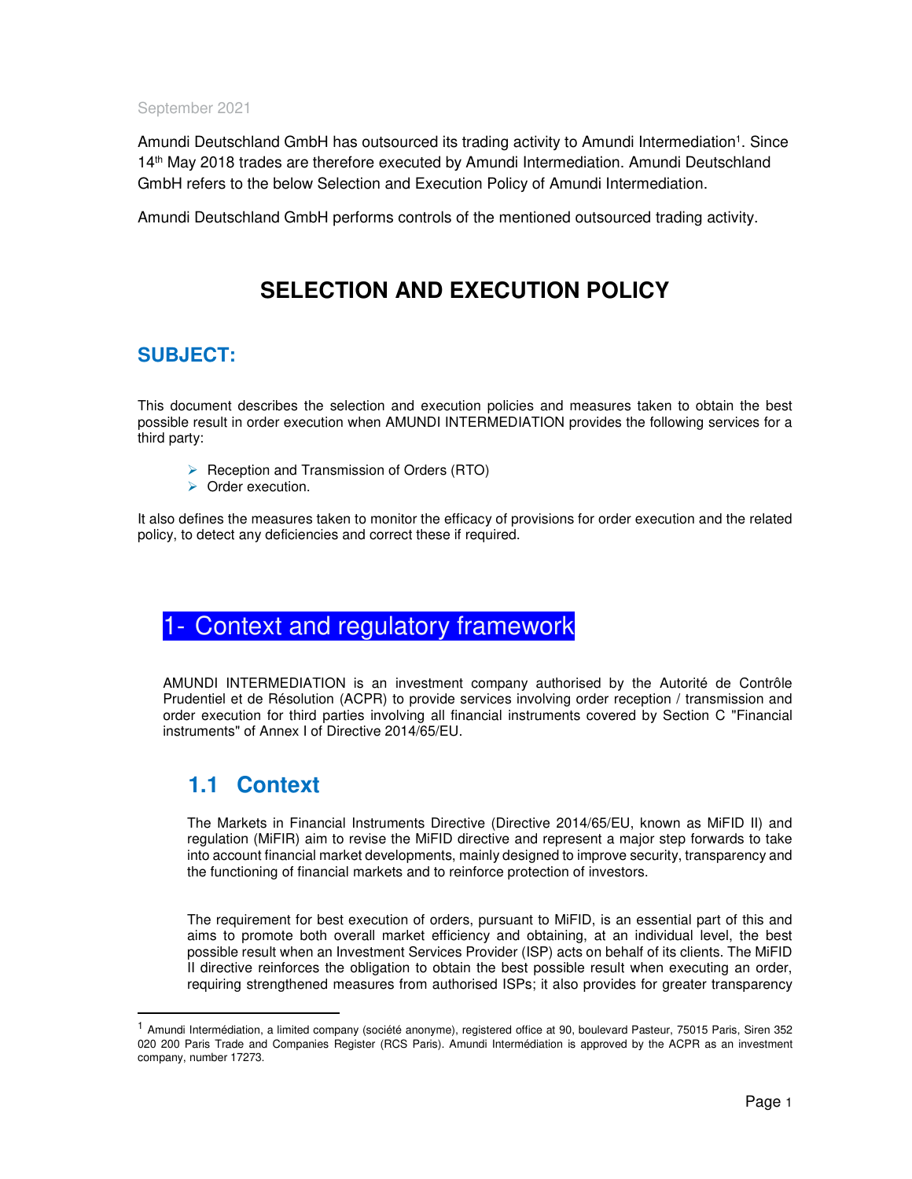September 2021

Amundi Deutschland GmbH has outsourced its trading activity to Amundi Intermediation[1]. Since 14th May 2018 trades are therefore executed by Amundi Intermediation. Amundi Deutschland GmbH refers to the below Selection and Execution Policy of Amundi Intermediation.

Amundi Deutschland GmbH performs controls of the mentioned outsourced trading activity.

# SELECTION AND EXECUTION POLICY

## SUBJECT:

This document describes the selection and execution policies and measures taken to obtain the best possible result in order execution when AMUNDI INTERMEDIATION provides the following services for a third party:

- Reception and Transmission of Orders (RTO)
- Order execution.

It also defines the measures taken to monitor the efficacy of provisions for order execution and the related policy, to detect any deficiencies and correct these if required.

## 1- Context and regulatory framework

AMUNDI INTERMEDIATION is an investment company authorised by the Autorité de Contrôle Prudentiel et de Résolution (ACPR) to provide services involving order reception / transmission and order execution for third parties involving all financial instruments covered by Section C "Financial instruments" of Annex I of Directive 2014/65/EU.

### 1.1 Context

The Markets in Financial Instruments Directive (Directive 2014/65/EU, known as MiFID II) and regulation (MiFIR) aim to revise the MiFID directive and represent a major step forwards to take into account financial market developments, mainly designed to improve security, transparency and the functioning of financial markets and to reinforce protection of investors.

The requirement for best execution of orders, pursuant to MiFID, is an essential part of this and aims to promote both overall market efficiency and obtaining, at an individual level, the best possible result when an Investment Services Provider (ISP) acts on behalf of its clients. The MiFID II directive reinforces the obligation to obtain the best possible result when executing an order, requiring strengthened measures from authorised ISPs; it also provides for greater transparency

[1] Amundi Intermédiation, a limited company (société anonyme), registered office at 90, boulevard Pasteur, 75015 Paris, Siren 352 020 200 Paris Trade and Companies Register (RCS Paris). Amundi Intermédiation is approved by the ACPR as an investment company, number 17273.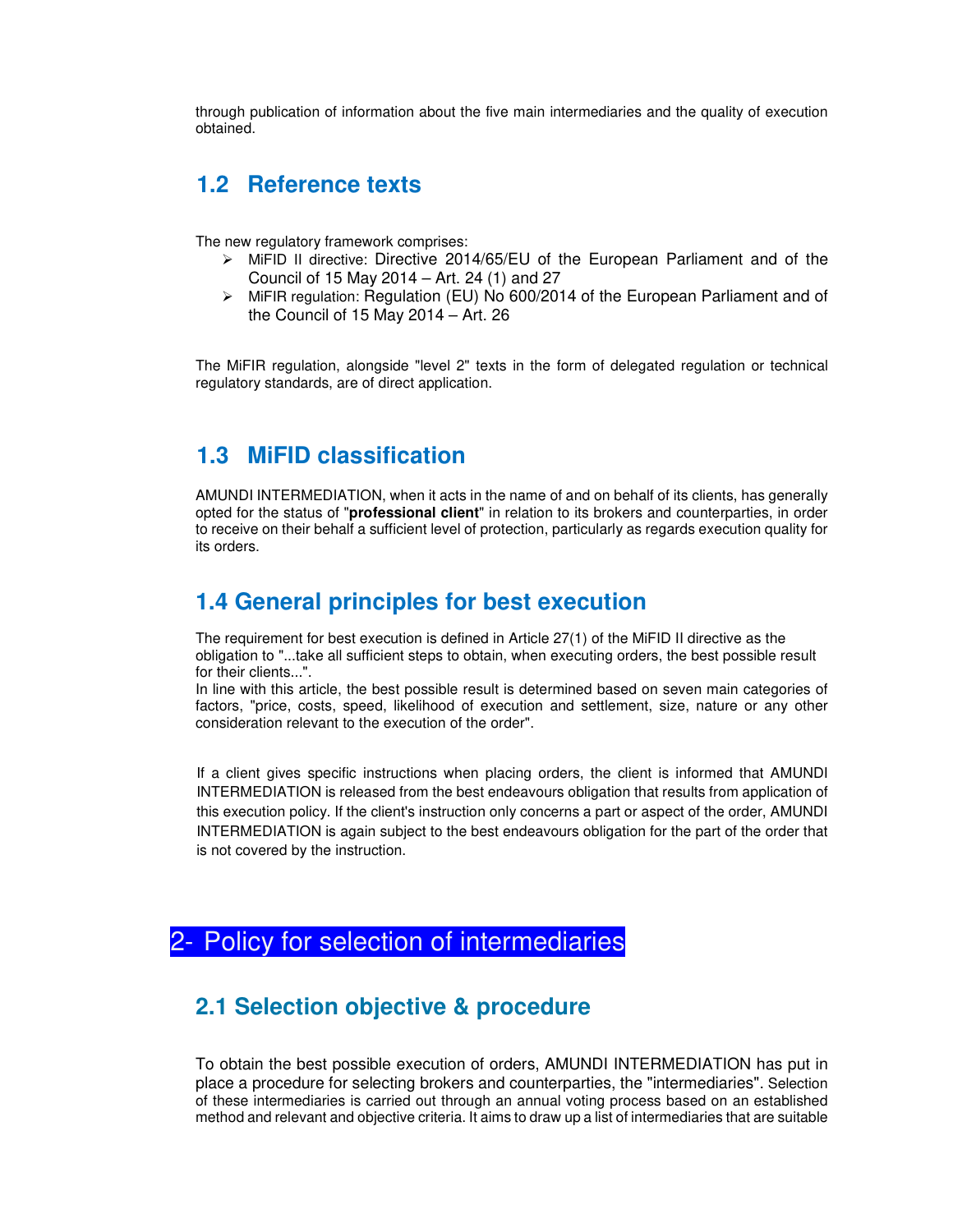through publication of information about the five main intermediaries and the quality of execution obtained.

## 1.2 Reference texts

The new regulatory framework comprises:

- MiFID II directive: Directive 2014/65/EU of the European Parliament and of the Council of 15 May 2014 – Art. 24 (1) and 27
- MiFIR regulation: Regulation (EU) No 600/2014 of the European Parliament and of the Council of 15 May 2014 – Art. 26

The MiFIR regulation, alongside "level 2" texts in the form of delegated regulation or technical regulatory standards, are of direct application.

## 1.3 MiFID classification

AMUNDI INTERMEDIATION, when it acts in the name of and on behalf of its clients, has generally opted for the status of "**professional client**" in relation to its brokers and counterparties, in order to receive on their behalf a sufficient level of protection, particularly as regards execution quality for its orders.

## 1.4 General principles for best execution

The requirement for best execution is defined in Article 27(1) of the MiFID II directive as the obligation to "...take all sufficient steps to obtain, when executing orders, the best possible result for their clients...".
In line with this article, the best possible result is determined based on seven main categories of factors, "price, costs, speed, likelihood of execution and settlement, size, nature or any other consideration relevant to the execution of the order".

If a client gives specific instructions when placing orders, the client is informed that AMUNDI INTERMEDIATION is released from the best endeavours obligation that results from application of this execution policy. If the client's instruction only concerns a part or aspect of the order, AMUNDI INTERMEDIATION is again subject to the best endeavours obligation for the part of the order that is not covered by the instruction.

# 2- Policy for selection of intermediaries

## 2.1 Selection objective & procedure

To obtain the best possible execution of orders, AMUNDI INTERMEDIATION has put in place a procedure for selecting brokers and counterparties, the "intermediaries". Selection of these intermediaries is carried out through an annual voting process based on an established method and relevant and objective criteria. It aims to draw up a list of intermediaries that are suitable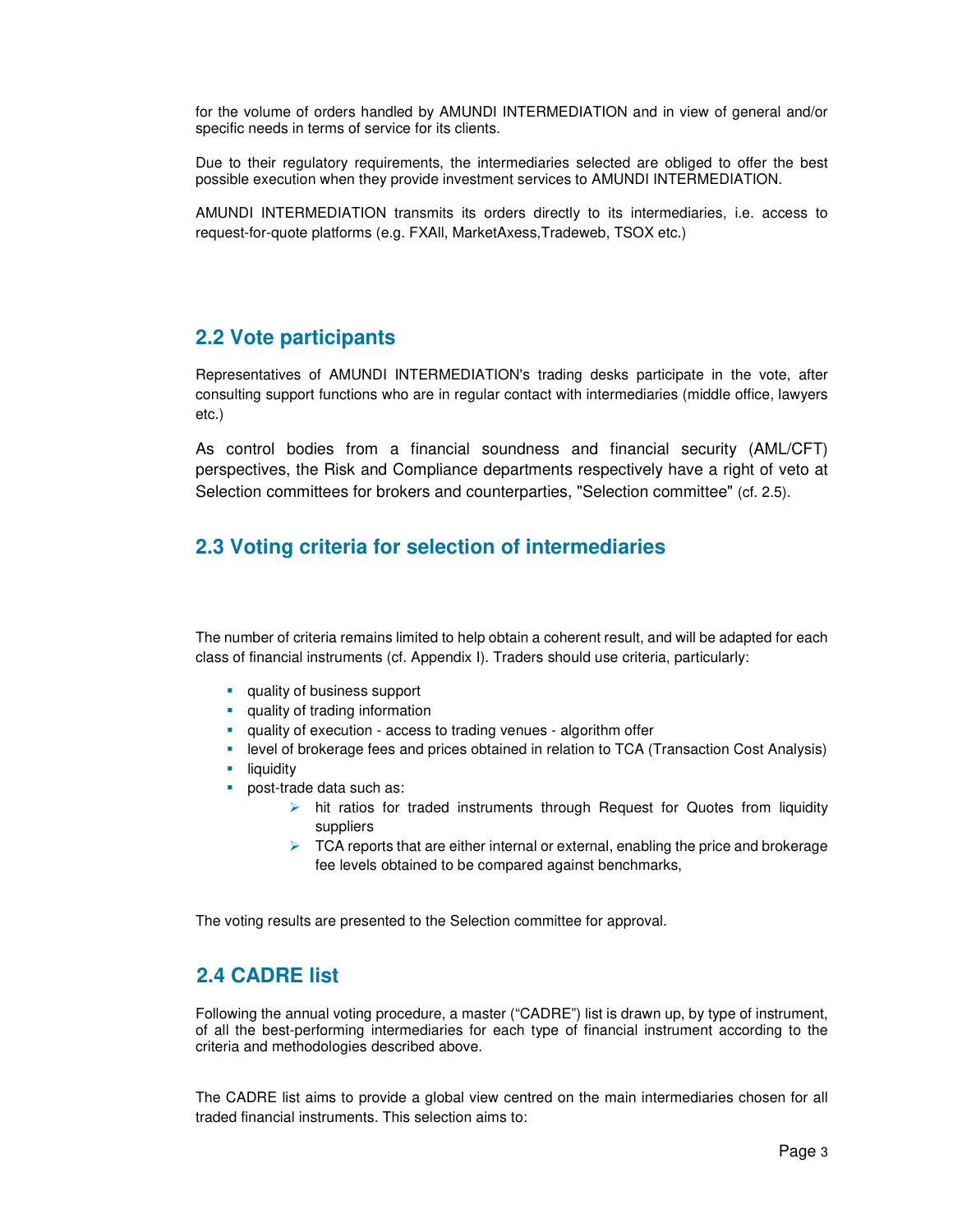for the volume of orders handled by AMUNDI INTERMEDIATION and in view of general and/or specific needs in terms of service for its clients.

Due to their regulatory requirements, the intermediaries selected are obliged to offer the best possible execution when they provide investment services to AMUNDI INTERMEDIATION.

AMUNDI INTERMEDIATION transmits its orders directly to its intermediaries, i.e. access to request-for-quote platforms (e.g. FXAll, MarketAxess,Tradeweb, TSOX etc.)

## 2.2 Vote participants

Representatives of AMUNDI INTERMEDIATION's trading desks participate in the vote, after consulting support functions who are in regular contact with intermediaries (middle office, lawyers etc.)

As control bodies from a financial soundness and financial security (AML/CFT) perspectives, the Risk and Compliance departments respectively have a right of veto at Selection committees for brokers and counterparties, "Selection committee" (cf. 2.5).

## 2.3 Voting criteria for selection of intermediaries

The number of criteria remains limited to help obtain a coherent result, and will be adapted for each class of financial instruments (cf. Appendix I). Traders should use criteria, particularly:

- quality of business support
- quality of trading information
- quality of execution - access to trading venues - algorithm offer
- level of brokerage fees and prices obtained in relation to TCA (Transaction Cost Analysis)
- liquidity
- post-trade data such as:
  - hit ratios for traded instruments through Request for Quotes from liquidity suppliers
  - TCA reports that are either internal or external, enabling the price and brokerage fee levels obtained to be compared against benchmarks,

The voting results are presented to the Selection committee for approval.

## 2.4 CADRE list

Following the annual voting procedure, a master ("CADRE") list is drawn up, by type of instrument, of all the best-performing intermediaries for each type of financial instrument according to the criteria and methodologies described above.

The CADRE list aims to provide a global view centred on the main intermediaries chosen for all traded financial instruments. This selection aims to: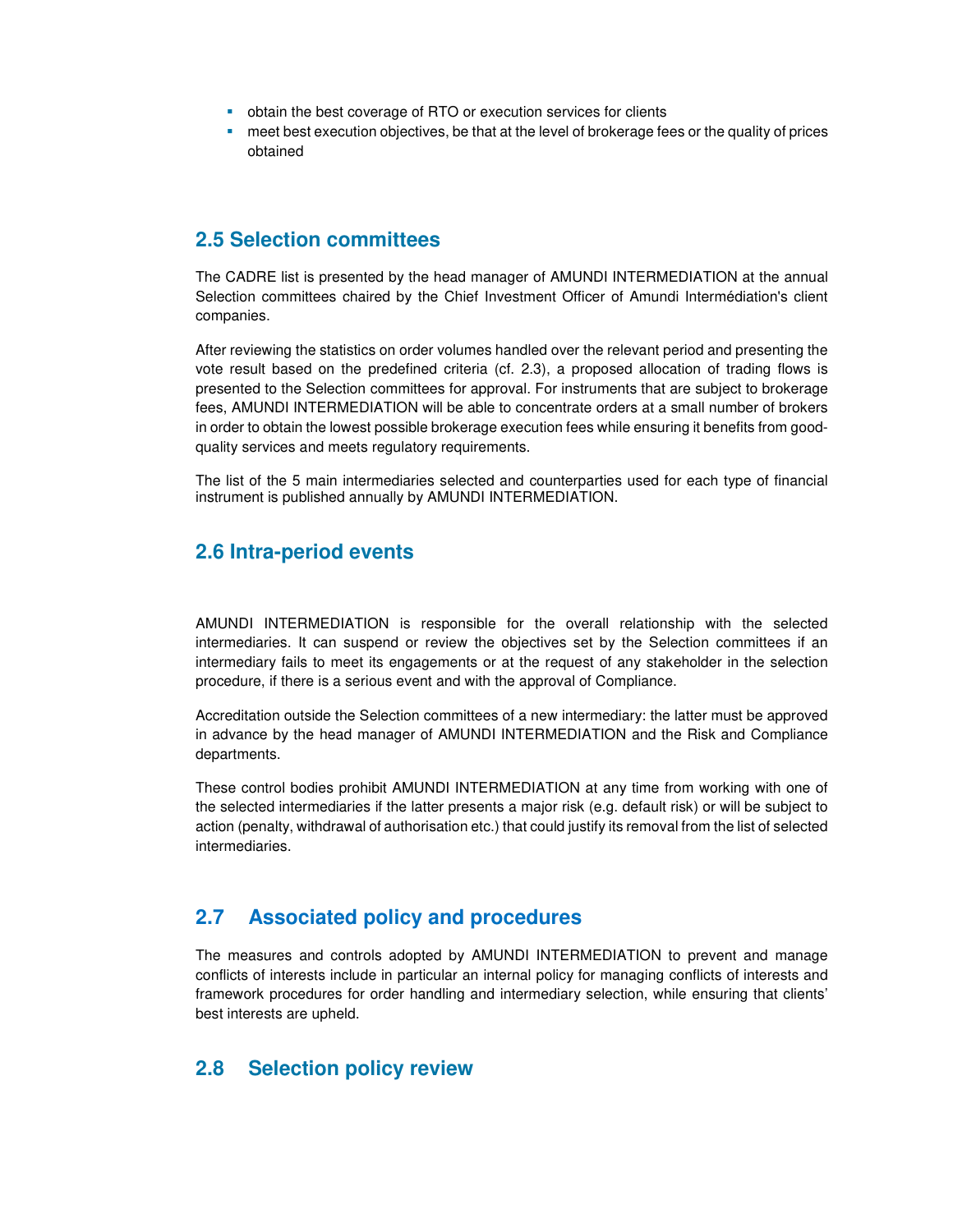- obtain the best coverage of RTO or execution services for clients
- meet best execution objectives, be that at the level of brokerage fees or the quality of prices obtained

## 2.5 Selection committees

The CADRE list is presented by the head manager of AMUNDI INTERMEDIATION at the annual Selection committees chaired by the Chief Investment Officer of Amundi Intermédiation's client companies.

After reviewing the statistics on order volumes handled over the relevant period and presenting the vote result based on the predefined criteria (cf. 2.3), a proposed allocation of trading flows is presented to the Selection committees for approval. For instruments that are subject to brokerage fees, AMUNDI INTERMEDIATION will be able to concentrate orders at a small number of brokers in order to obtain the lowest possible brokerage execution fees while ensuring it benefits from good-quality services and meets regulatory requirements.

The list of the 5 main intermediaries selected and counterparties used for each type of financial instrument is published annually by AMUNDI INTERMEDIATION.

## 2.6 Intra-period events

AMUNDI INTERMEDIATION is responsible for the overall relationship with the selected intermediaries. It can suspend or review the objectives set by the Selection committees if an intermediary fails to meet its engagements or at the request of any stakeholder in the selection procedure, if there is a serious event and with the approval of Compliance.

Accreditation outside the Selection committees of a new intermediary: the latter must be approved in advance by the head manager of AMUNDI INTERMEDIATION and the Risk and Compliance departments.

These control bodies prohibit AMUNDI INTERMEDIATION at any time from working with one of the selected intermediaries if the latter presents a major risk (e.g. default risk) or will be subject to action (penalty, withdrawal of authorisation etc.) that could justify its removal from the list of selected intermediaries.

## 2.7 Associated policy and procedures

The measures and controls adopted by AMUNDI INTERMEDIATION to prevent and manage conflicts of interests include in particular an internal policy for managing conflicts of interests and framework procedures for order handling and intermediary selection, while ensuring that clients' best interests are upheld.

## 2.8 Selection policy review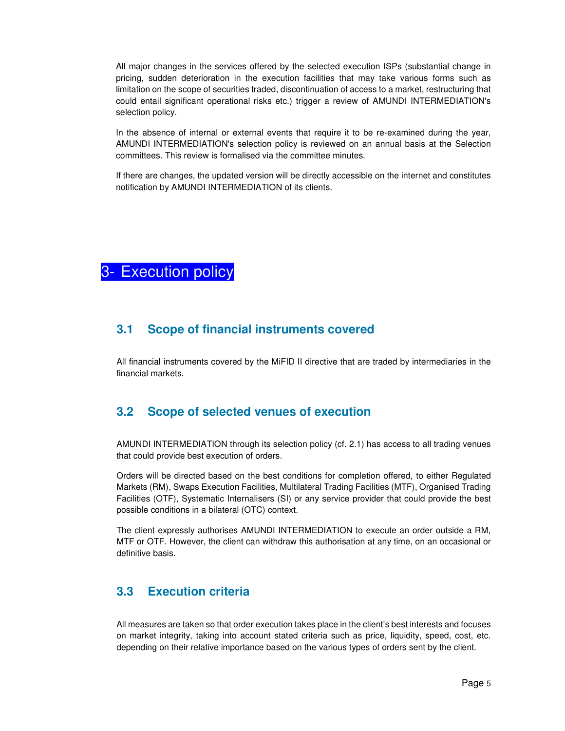All major changes in the services offered by the selected execution ISPs (substantial change in pricing, sudden deterioration in the execution facilities that may take various forms such as limitation on the scope of securities traded, discontinuation of access to a market, restructuring that could entail significant operational risks etc.) trigger a review of AMUNDI INTERMEDIATION's selection policy.

In the absence of internal or external events that require it to be re-examined during the year, AMUNDI INTERMEDIATION's selection policy is reviewed on an annual basis at the Selection committees. This review is formalised via the committee minutes.

If there are changes, the updated version will be directly accessible on the internet and constitutes notification by AMUNDI INTERMEDIATION of its clients.

# 3- Execution policy

## 3.1 Scope of financial instruments covered

All financial instruments covered by the MiFID II directive that are traded by intermediaries in the financial markets.

## 3.2 Scope of selected venues of execution

AMUNDI INTERMEDIATION through its selection policy (cf. 2.1) has access to all trading venues that could provide best execution of orders.

Orders will be directed based on the best conditions for completion offered, to either Regulated Markets (RM), Swaps Execution Facilities, Multilateral Trading Facilities (MTF), Organised Trading Facilities (OTF), Systematic Internalisers (SI) or any service provider that could provide the best possible conditions in a bilateral (OTC) context.

The client expressly authorises AMUNDI INTERMEDIATION to execute an order outside a RM, MTF or OTF. However, the client can withdraw this authorisation at any time, on an occasional or definitive basis.

## 3.3 Execution criteria

All measures are taken so that order execution takes place in the client's best interests and focuses on market integrity, taking into account stated criteria such as price, liquidity, speed, cost, etc. depending on their relative importance based on the various types of orders sent by the client.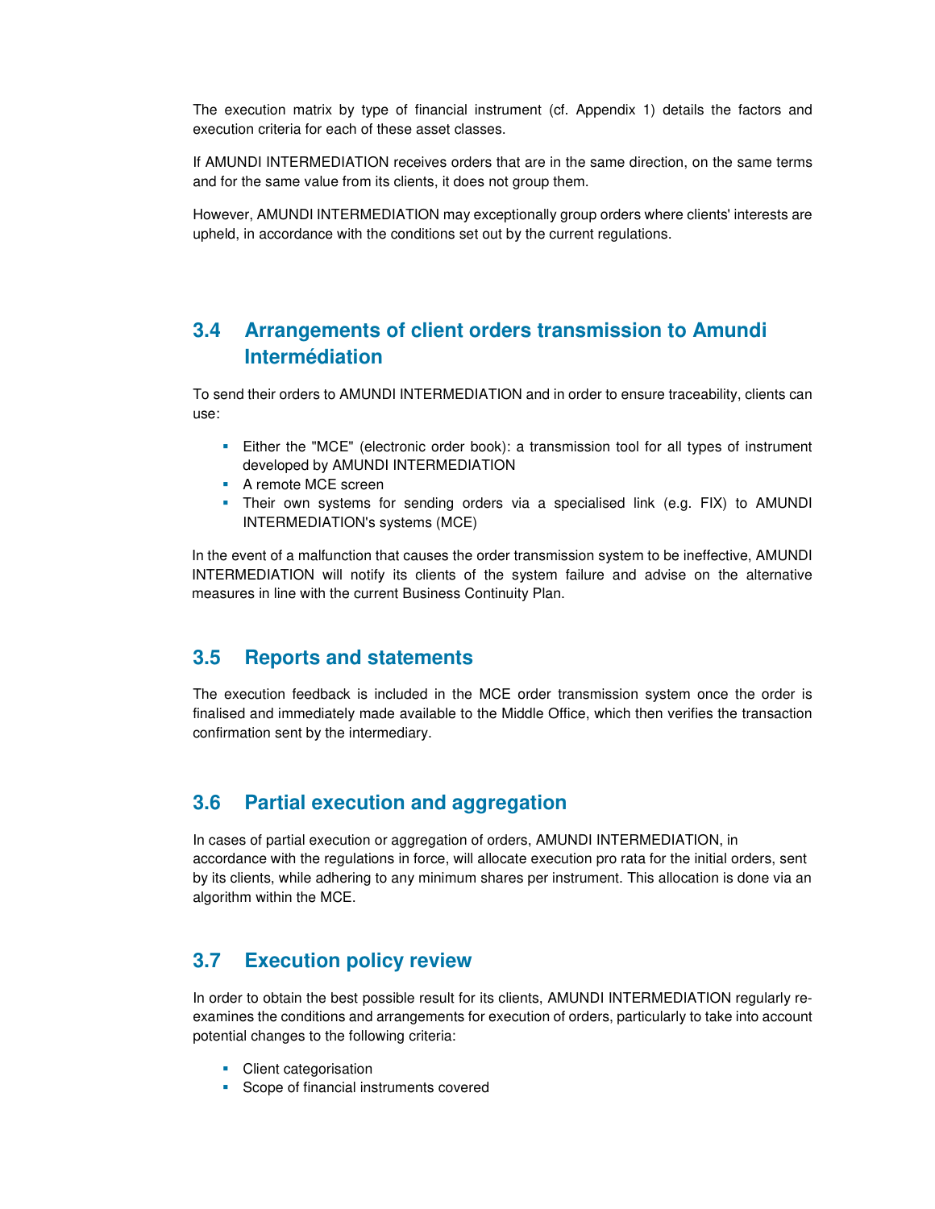The execution matrix by type of financial instrument (cf. Appendix 1) details the factors and execution criteria for each of these asset classes.

If AMUNDI INTERMEDIATION receives orders that are in the same direction, on the same terms and for the same value from its clients, it does not group them.

However, AMUNDI INTERMEDIATION may exceptionally group orders where clients' interests are upheld, in accordance with the conditions set out by the current regulations.

## 3.4 Arrangements of client orders transmission to Amundi Intermédiation

To send their orders to AMUNDI INTERMEDIATION and in order to ensure traceability, clients can use:

- Either the "MCE" (electronic order book): a transmission tool for all types of instrument developed by AMUNDI INTERMEDIATION
- A remote MCE screen
- Their own systems for sending orders via a specialised link (e.g. FIX) to AMUNDI INTERMEDIATION's systems (MCE)

In the event of a malfunction that causes the order transmission system to be ineffective, AMUNDI INTERMEDIATION will notify its clients of the system failure and advise on the alternative measures in line with the current Business Continuity Plan.

## 3.5 Reports and statements

The execution feedback is included in the MCE order transmission system once the order is finalised and immediately made available to the Middle Office, which then verifies the transaction confirmation sent by the intermediary.

## 3.6 Partial execution and aggregation

In cases of partial execution or aggregation of orders, AMUNDI INTERMEDIATION, in accordance with the regulations in force, will allocate execution pro rata for the initial orders, sent by its clients, while adhering to any minimum shares per instrument. This allocation is done via an algorithm within the MCE.

## 3.7 Execution policy review

In order to obtain the best possible result for its clients, AMUNDI INTERMEDIATION regularly re-examines the conditions and arrangements for execution of orders, particularly to take into account potential changes to the following criteria:

- Client categorisation
- Scope of financial instruments covered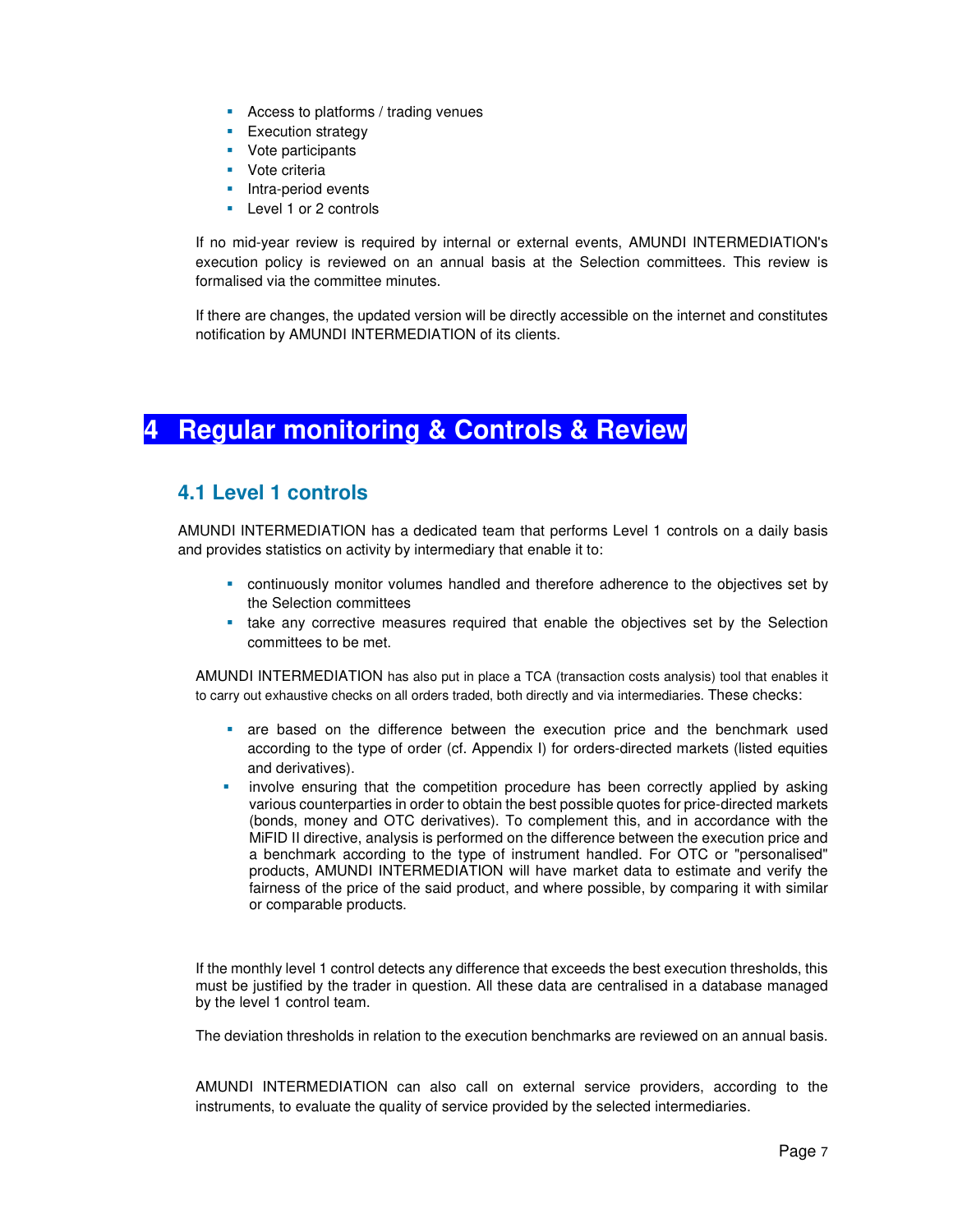- Access to platforms / trading venues
- Execution strategy
- Vote participants
- Vote criteria
- Intra-period events
- Level 1 or 2 controls

If no mid-year review is required by internal or external events, AMUNDI INTERMEDIATION's execution policy is reviewed on an annual basis at the Selection committees. This review is formalised via the committee minutes.

If there are changes, the updated version will be directly accessible on the internet and constitutes notification by AMUNDI INTERMEDIATION of its clients.

# 4 Regular monitoring & Controls & Review

## 4.1 Level 1 controls

AMUNDI INTERMEDIATION has a dedicated team that performs Level 1 controls on a daily basis and provides statistics on activity by intermediary that enable it to:

- continuously monitor volumes handled and therefore adherence to the objectives set by the Selection committees
- take any corrective measures required that enable the objectives set by the Selection committees to be met.

AMUNDI INTERMEDIATION has also put in place a TCA (transaction costs analysis) tool that enables it to carry out exhaustive checks on all orders traded, both directly and via intermediaries. These checks:

- are based on the difference between the execution price and the benchmark used according to the type of order (cf. Appendix I) for orders-directed markets (listed equities and derivatives).
- involve ensuring that the competition procedure has been correctly applied by asking various counterparties in order to obtain the best possible quotes for price-directed markets (bonds, money and OTC derivatives). To complement this, and in accordance with the MiFID II directive, analysis is performed on the difference between the execution price and a benchmark according to the type of instrument handled. For OTC or "personalised" products, AMUNDI INTERMEDIATION will have market data to estimate and verify the fairness of the price of the said product, and where possible, by comparing it with similar or comparable products.

If the monthly level 1 control detects any difference that exceeds the best execution thresholds, this must be justified by the trader in question. All these data are centralised in a database managed by the level 1 control team.

The deviation thresholds in relation to the execution benchmarks are reviewed on an annual basis.

AMUNDI INTERMEDIATION can also call on external service providers, according to the instruments, to evaluate the quality of service provided by the selected intermediaries.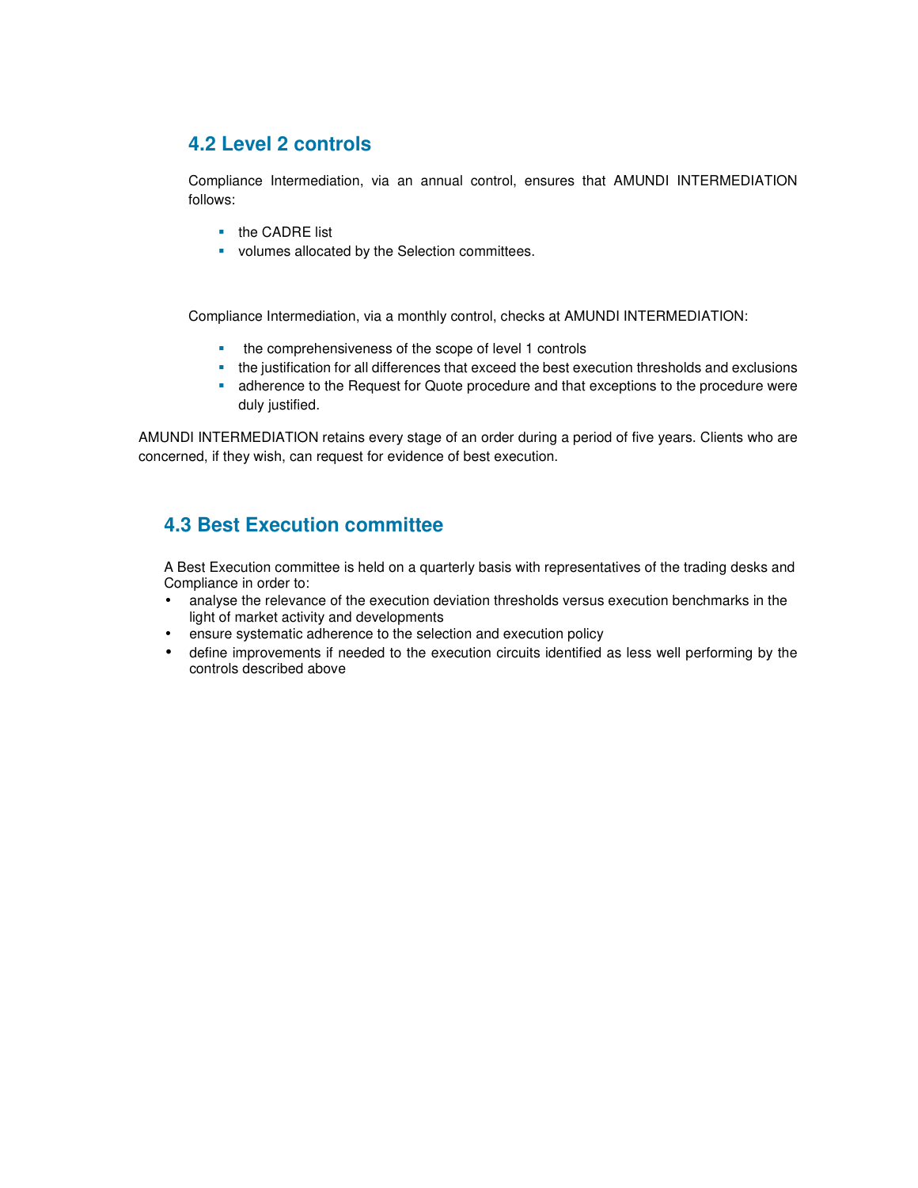## 4.2 Level 2 controls

Compliance Intermediation, via an annual control, ensures that AMUNDI INTERMEDIATION follows:

- the CADRE list
- volumes allocated by the Selection committees.

Compliance Intermediation, via a monthly control, checks at AMUNDI INTERMEDIATION:

- the comprehensiveness of the scope of level 1 controls
- the justification for all differences that exceed the best execution thresholds and exclusions
- adherence to the Request for Quote procedure and that exceptions to the procedure were duly justified.

AMUNDI INTERMEDIATION retains every stage of an order during a period of five years. Clients who are concerned, if they wish, can request for evidence of best execution.

## 4.3 Best Execution committee

A Best Execution committee is held on a quarterly basis with representatives of the trading desks and Compliance in order to:

- analyse the relevance of the execution deviation thresholds versus execution benchmarks in the light of market activity and developments
- ensure systematic adherence to the selection and execution policy
- define improvements if needed to the execution circuits identified as less well performing by the controls described above